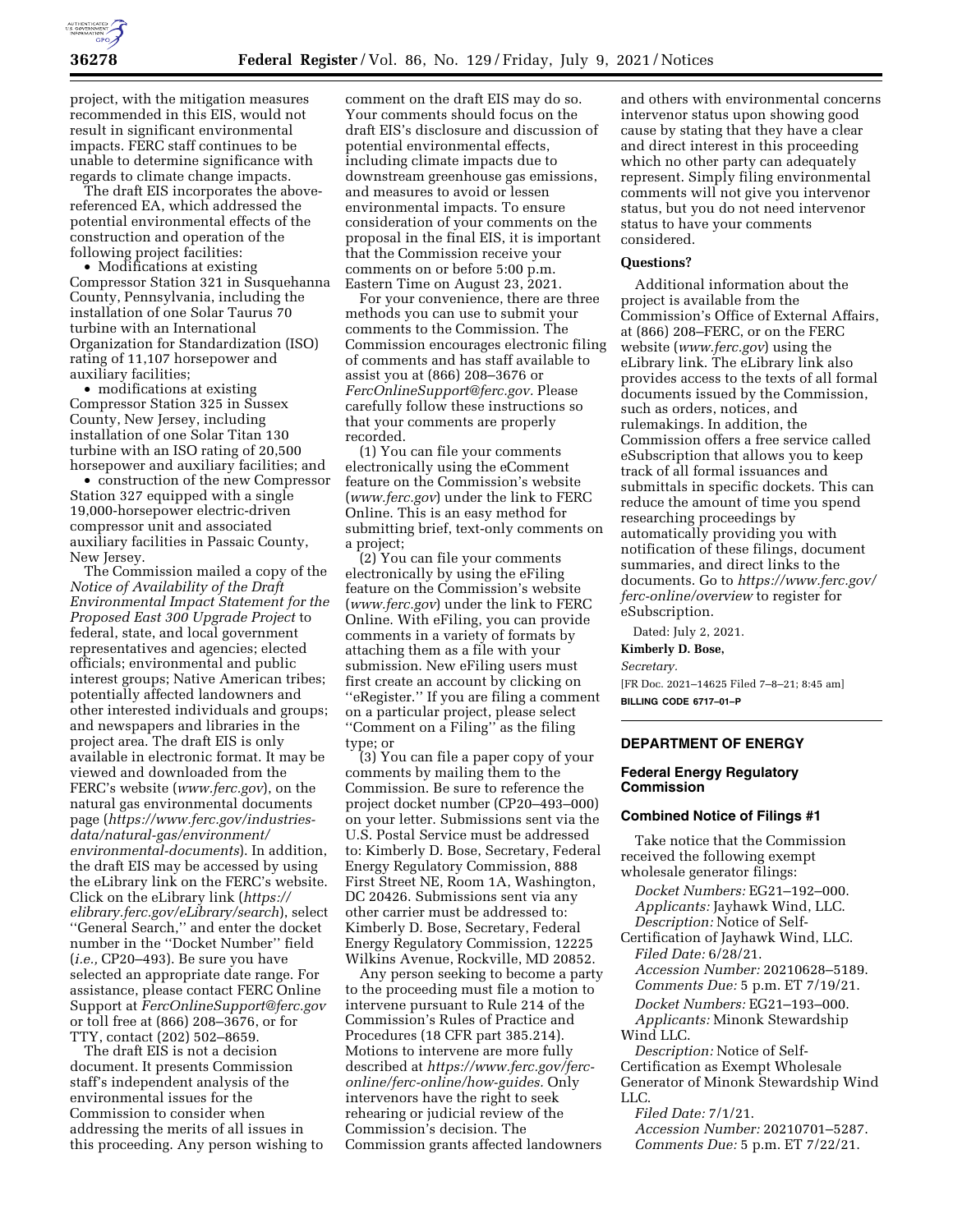project, with the mitigation measures recommended in this EIS, would not result in significant environmental impacts. FERC staff continues to be unable to determine significance with regards to climate change impacts.

The draft EIS incorporates the above-referenced EA, which addressed the potential environmental effects of the construction and operation of the following project facilities:

- Modifications at existing Compressor Station 321 in Susquehanna County, Pennsylvania, including the installation of one Solar Taurus 70 turbine with an International Organization for Standardization (ISO) rating of 11,107 horsepower and auxiliary facilities;
- modifications at existing Compressor Station 325 in Sussex County, New Jersey, including installation of one Solar Titan 130 turbine with an ISO rating of 20,500 horsepower and auxiliary facilities; and
- construction of the new Compressor Station 327 equipped with a single 19,000-horsepower electric-driven compressor unit and associated auxiliary facilities in Passaic County, New Jersey.

The Commission mailed a copy of the *Notice of Availability of the Draft Environmental Impact Statement for the Proposed East 300 Upgrade Project* to federal, state, and local government representatives and agencies; elected officials; environmental and public interest groups; Native American tribes; potentially affected landowners and other interested individuals and groups; and newspapers and libraries in the project area. The draft EIS is only available in electronic format. It may be viewed and downloaded from the FERC's website (*www.ferc.gov*), on the natural gas environmental documents page (*https://www.ferc.gov/industries-data/natural-gas/environment/environmental-documents*). In addition, the draft EIS may be accessed by using the eLibrary link on the FERC's website. Click on the eLibrary link (*https://elibrary.ferc.gov/eLibrary/search*), select ''General Search,'' and enter the docket number in the ''Docket Number'' field (*i.e.,* CP20–493). Be sure you have selected an appropriate date range. For assistance, please contact FERC Online Support at *FercOnlineSupport@ferc.gov* or toll free at (866) 208–3676, or for TTY, contact (202) 502–8659.

The draft EIS is not a decision document. It presents Commission staff's independent analysis of the environmental issues for the Commission to consider when addressing the merits of all issues in this proceeding. Any person wishing to comment on the draft EIS may do so. Your comments should focus on the draft EIS's disclosure and discussion of potential environmental effects, including climate impacts due to downstream greenhouse gas emissions, and measures to avoid or lessen environmental impacts. To ensure consideration of your comments on the proposal in the final EIS, it is important that the Commission receive your comments on or before 5:00 p.m. Eastern Time on August 23, 2021.

For your convenience, there are three methods you can use to submit your comments to the Commission. The Commission encourages electronic filing of comments and has staff available to assist you at (866) 208–3676 or *FercOnlineSupport@ferc.gov.* Please carefully follow these instructions so that your comments are properly recorded.

(1) You can file your comments electronically using the eComment feature on the Commission's website (*www.ferc.gov*) under the link to FERC Online. This is an easy method for submitting brief, text-only comments on a project;

(2) You can file your comments electronically by using the eFiling feature on the Commission's website (*www.ferc.gov*) under the link to FERC Online. With eFiling, you can provide comments in a variety of formats by attaching them as a file with your submission. New eFiling users must first create an account by clicking on ''eRegister.'' If you are filing a comment on a particular project, please select ''Comment on a Filing'' as the filing type; or

(3) You can file a paper copy of your comments by mailing them to the Commission. Be sure to reference the project docket number (CP20–493–000) on your letter. Submissions sent via the U.S. Postal Service must be addressed to: Kimberly D. Bose, Secretary, Federal Energy Regulatory Commission, 888 First Street NE, Room 1A, Washington, DC 20426. Submissions sent via any other carrier must be addressed to: Kimberly D. Bose, Secretary, Federal Energy Regulatory Commission, 12225 Wilkins Avenue, Rockville, MD 20852.

Any person seeking to become a party to the proceeding must file a motion to intervene pursuant to Rule 214 of the Commission's Rules of Practice and Procedures (18 CFR part 385.214). Motions to intervene are more fully described at *https://www.ferc.gov/ferc-online/ferc-online/how-guides.* Only intervenors have the right to seek rehearing or judicial review of the Commission's decision. The Commission grants affected landowners and others with environmental concerns intervenor status upon showing good cause by stating that they have a clear and direct interest in this proceeding which no other party can adequately represent. Simply filing environmental comments will not give you intervenor status, but you do not need intervenor status to have your comments considered.

**Questions?**

Additional information about the project is available from the Commission's Office of External Affairs, at (866) 208–FERC, or on the FERC website (*www.ferc.gov*) using the eLibrary link. The eLibrary link also provides access to the texts of all formal documents issued by the Commission, such as orders, notices, and rulemakings. In addition, the Commission offers a free service called eSubscription that allows you to keep track of all formal issuances and submittals in specific dockets. This can reduce the amount of time you spend researching proceedings by automatically providing you with notification of these filings, document summaries, and direct links to the documents. Go to *https://www.ferc.gov/ferc-online/overview* to register for eSubscription.

Dated: July 2, 2021.

**Kimberly D. Bose,**

*Secretary.*

[FR Doc. 2021–14625 Filed 7–8–21; 8:45 am]

**BILLING CODE 6717–01–P**

## DEPARTMENT OF ENERGY

### Federal Energy Regulatory Commission

#### Combined Notice of Filings #1

Take notice that the Commission received the following exempt wholesale generator filings:

*Docket Numbers:* EG21–192–000.
*Applicants:* Jayhawk Wind, LLC.
*Description:* Notice of Self-Certification of Jayhawk Wind, LLC.
*Filed Date:* 6/28/21.
*Accession Number:* 20210628–5189.
*Comments Due:* 5 p.m. ET 7/19/21.

*Docket Numbers:* EG21–193–000.
*Applicants:* Minonk Stewardship Wind LLC.
*Description:* Notice of Self-Certification as Exempt Wholesale Generator of Minonk Stewardship Wind LLC.
*Filed Date:* 7/1/21.
*Accession Number:* 20210701–5287.
*Comments Due:* 5 p.m. ET 7/22/21.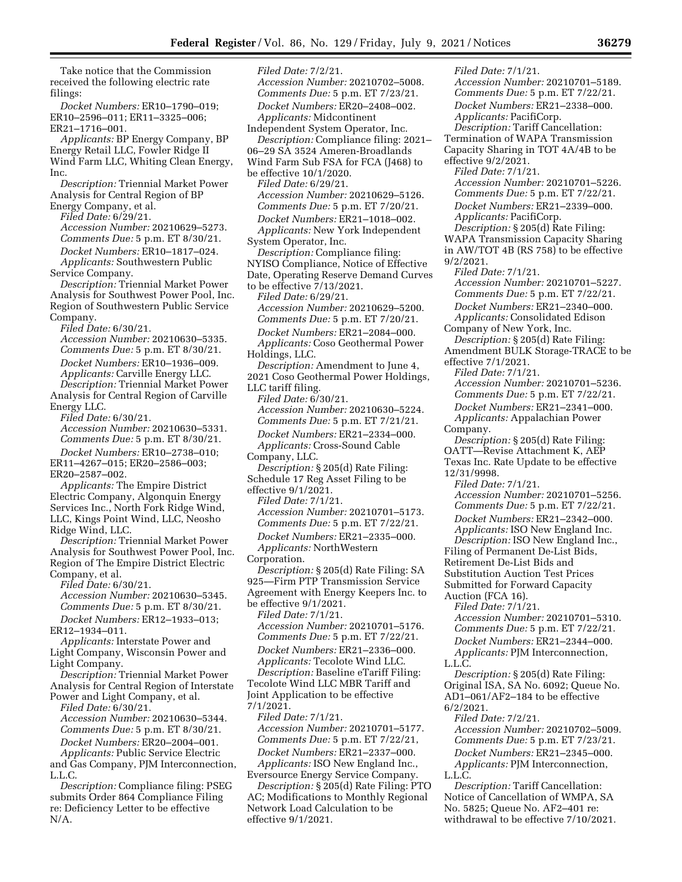Take notice that the Commission received the following electric rate filings:

*Docket Numbers:* ER10–1790–019; ER10–2596–011; ER11–3325–006; ER21–1716–001.

*Applicants:* BP Energy Company, BP Energy Retail LLC, Fowler Ridge II Wind Farm LLC, Whiting Clean Energy, Inc.

*Description:* Triennial Market Power Analysis for Central Region of BP Energy Company, et al.

*Filed Date:* 6/29/21.

*Accession Number:* 20210629–5273.

*Comments Due:* 5 p.m. ET 8/30/21.

*Docket Numbers:* ER10–1817–024.

*Applicants:* Southwestern Public Service Company.

*Description:* Triennial Market Power Analysis for Southwest Power Pool, Inc. Region of Southwestern Public Service Company.

*Filed Date:* 6/30/21.

*Accession Number:* 20210630–5335.

*Comments Due:* 5 p.m. ET 8/30/21.

*Docket Numbers:* ER10–1936–009.

*Applicants:* Carville Energy LLC.

*Description:* Triennial Market Power Analysis for Central Region of Carville Energy LLC.

*Filed Date:* 6/30/21.

*Accession Number:* 20210630–5331.

*Comments Due:* 5 p.m. ET 8/30/21.

*Docket Numbers:* ER10–2738–010; ER11–4267–015; ER20–2586–003; ER20–2587–002.

*Applicants:* The Empire District Electric Company, Algonquin Energy Services Inc., North Fork Ridge Wind, LLC, Kings Point Wind, LLC, Neosho Ridge Wind, LLC.

*Description:* Triennial Market Power Analysis for Southwest Power Pool, Inc. Region of The Empire District Electric Company, et al.

*Filed Date:* 6/30/21.

*Accession Number:* 20210630–5345.

*Comments Due:* 5 p.m. ET 8/30/21.

*Docket Numbers:* ER12–1933–013; ER12–1934–011.

*Applicants:* Interstate Power and Light Company, Wisconsin Power and Light Company.

*Description:* Triennial Market Power Analysis for Central Region of Interstate Power and Light Company, et al.

*Filed Date:* 6/30/21.

*Accession Number:* 20210630–5344.

*Comments Due:* 5 p.m. ET 8/30/21.

*Docket Numbers:* ER20–2004–001.

*Applicants:* Public Service Electric and Gas Company, PJM Interconnection, L.L.C.

*Description:* Compliance filing: PSEG submits Order 864 Compliance Filing re: Deficiency Letter to be effective N/A.

*Filed Date:* 7/2/21.

*Accession Number:* 20210702–5008.

*Comments Due:* 5 p.m. ET 7/23/21.

*Docket Numbers:* ER20–2408–002.

*Applicants:* Midcontinent Independent System Operator, Inc.

*Description:* Compliance filing: 2021–06–29 SA 3524 Ameren-Broadlands Wind Farm Sub FSA for FCA (J468) to be effective 10/1/2020.

*Filed Date:* 6/29/21.

*Accession Number:* 20210629–5126.

*Comments Due:* 5 p.m. ET 7/20/21.

*Docket Numbers:* ER21–1018–002.

*Applicants:* New York Independent System Operator, Inc.

*Description:* Compliance filing: NYISO Compliance, Notice of Effective Date, Operating Reserve Demand Curves to be effective 7/13/2021.

*Filed Date:* 6/29/21.

*Accession Number:* 20210629–5200.

*Comments Due:* 5 p.m. ET 7/20/21.

*Docket Numbers:* ER21–2084–000.

*Applicants:* Coso Geothermal Power Holdings, LLC.

*Description:* Amendment to June 4, 2021 Coso Geothermal Power Holdings, LLC tariff filing.

*Filed Date:* 6/30/21.

*Accession Number:* 20210630–5224.

*Comments Due:* 5 p.m. ET 7/21/21.

*Docket Numbers:* ER21–2334–000.

*Applicants:* Cross-Sound Cable Company, LLC.

*Description:* § 205(d) Rate Filing: Schedule 17 Reg Asset Filing to be effective 9/1/2021.

*Filed Date:* 7/1/21.

*Accession Number:* 20210701–5173.

*Comments Due:* 5 p.m. ET 7/22/21.

*Docket Numbers:* ER21–2335–000.

*Applicants:* NorthWestern Corporation.

*Description:* § 205(d) Rate Filing: SA 925—Firm PTP Transmission Service Agreement with Energy Keepers Inc. to be effective 9/1/2021.

*Filed Date:* 7/1/21.

*Accession Number:* 20210701–5176.

*Comments Due:* 5 p.m. ET 7/22/21.

*Docket Numbers:* ER21–2336–000.

*Applicants:* Tecolote Wind LLC.

*Description:* Baseline eTariff Filing: Tecolote Wind LLC MBR Tariff and Joint Application to be effective 7/1/2021.

*Filed Date:* 7/1/21.

*Accession Number:* 20210701–5177.

*Comments Due:* 5 p.m. ET 7/22/21,

*Docket Numbers:* ER21–2337–000.

*Applicants:* ISO New England Inc., Eversource Energy Service Company.

*Description:* § 205(d) Rate Filing: PTO AC; Modifications to Monthly Regional Network Load Calculation to be effective 9/1/2021.

*Filed Date:* 7/1/21.

*Accession Number:* 20210701–5189.

*Comments Due:* 5 p.m. ET 7/22/21.

*Docket Numbers:* ER21–2338–000.

*Applicants:* PacifiCorp.

*Description:* Tariff Cancellation: Termination of WAPA Transmission Capacity Sharing in TOT 4A/4B to be effective 9/2/2021.

*Filed Date:* 7/1/21.

*Accession Number:* 20210701–5226.

*Comments Due:* 5 p.m. ET 7/22/21.

*Docket Numbers:* ER21–2339–000.

*Applicants:* PacifiCorp.

*Description:* § 205(d) Rate Filing: WAPA Transmission Capacity Sharing in AW/TOT 4B (RS 758) to be effective 9/2/2021.

*Filed Date:* 7/1/21.

*Accession Number:* 20210701–5227.

*Comments Due:* 5 p.m. ET 7/22/21.

*Docket Numbers:* ER21–2340–000.

*Applicants:* Consolidated Edison Company of New York, Inc.

*Description:* § 205(d) Rate Filing: Amendment BULK Storage-TRACE to be effective 7/1/2021.

*Filed Date:* 7/1/21.

*Accession Number:* 20210701–5236.

*Comments Due:* 5 p.m. ET 7/22/21.

*Docket Numbers:* ER21–2341–000.

*Applicants:* Appalachian Power Company.

*Description:* § 205(d) Rate Filing: OATT—Revise Attachment K, AEP Texas Inc. Rate Update to be effective 12/31/9998.

*Filed Date:* 7/1/21.

*Accession Number:* 20210701–5256.

*Comments Due:* 5 p.m. ET 7/22/21.

*Docket Numbers:* ER21–2342–000.

*Applicants:* ISO New England Inc.

*Description:* ISO New England Inc., Filing of Permanent De-List Bids, Retirement De-List Bids and Substitution Auction Test Prices Submitted for Forward Capacity Auction (FCA 16).

*Filed Date:* 7/1/21.

*Accession Number:* 20210701–5310.

*Comments Due:* 5 p.m. ET 7/22/21.

*Docket Numbers:* ER21–2344–000.

*Applicants:* PJM Interconnection, L.L.C.

*Description:* § 205(d) Rate Filing: Original ISA, SA No. 6092; Queue No. AD1–061/AF2–184 to be effective 6/2/2021.

*Filed Date:* 7/2/21.

*Accession Number:* 20210702–5009.

*Comments Due:* 5 p.m. ET 7/23/21.

*Docket Numbers:* ER21–2345–000.

*Applicants:* PJM Interconnection, L.L.C.

*Description:* Tariff Cancellation: Notice of Cancellation of WMPA, SA No. 5825; Queue No. AF2–401 re: withdrawal to be effective 7/10/2021.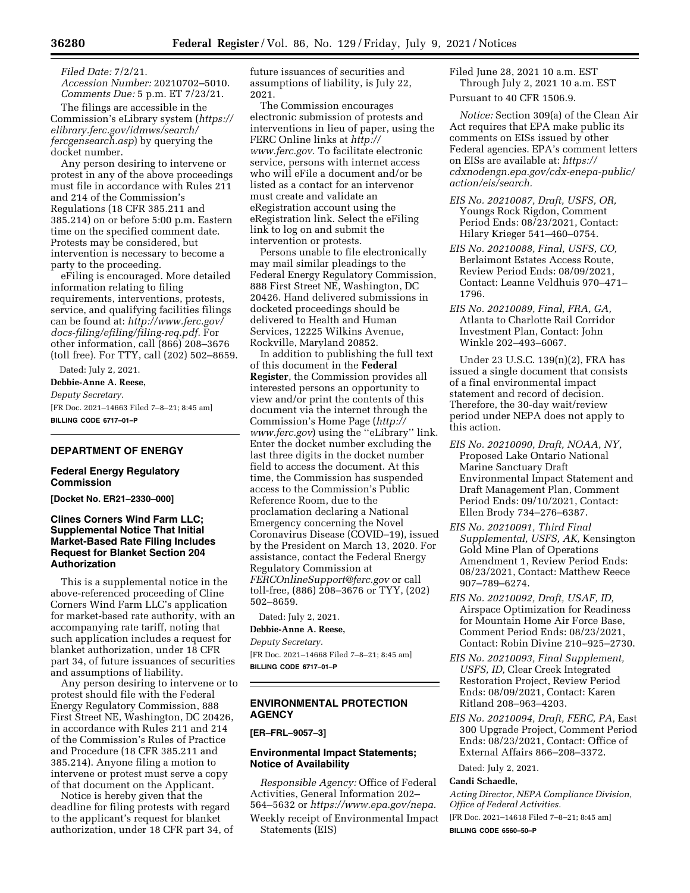*Filed Date:* 7/2/21.

*Accession Number:* 20210702–5010.

*Comments Due:* 5 p.m. ET 7/23/21.

The filings are accessible in the Commission's eLibrary system (*https://elibrary.ferc.gov/idmws/search/fercgensearch.asp*) by querying the docket number.

Any person desiring to intervene or protest in any of the above proceedings must file in accordance with Rules 211 and 214 of the Commission's Regulations (18 CFR 385.211 and 385.214) on or before 5:00 p.m. Eastern time on the specified comment date. Protests may be considered, but intervention is necessary to become a party to the proceeding.

eFiling is encouraged. More detailed information relating to filing requirements, interventions, protests, service, and qualifying facilities filings can be found at: *http://www.ferc.gov/docs-filing/efiling/filing-req.pdf.* For other information, call (866) 208–3676 (toll free). For TTY, call (202) 502–8659.

Dated: July 2, 2021.

**Debbie-Anne A. Reese,**

*Deputy Secretary.*

[FR Doc. 2021–14663 Filed 7–8–21; 8:45 am]

**BILLING CODE 6717–01–P**

## DEPARTMENT OF ENERGY

### Federal Energy Regulatory Commission

**[Docket No. ER21–2330–000]**

### Clines Corners Wind Farm LLC; Supplemental Notice That Initial Market-Based Rate Filing Includes Request for Blanket Section 204 Authorization

This is a supplemental notice in the above-referenced proceeding of Cline Corners Wind Farm LLC's application for market-based rate authority, with an accompanying rate tariff, noting that such application includes a request for blanket authorization, under 18 CFR part 34, of future issuances of securities and assumptions of liability.

Any person desiring to intervene or to protest should file with the Federal Energy Regulatory Commission, 888 First Street NE, Washington, DC 20426, in accordance with Rules 211 and 214 of the Commission's Rules of Practice and Procedure (18 CFR 385.211 and 385.214). Anyone filing a motion to intervene or protest must serve a copy of that document on the Applicant.

Notice is hereby given that the deadline for filing protests with regard to the applicant's request for blanket authorization, under 18 CFR part 34, of future issuances of securities and assumptions of liability, is July 22, 2021.

The Commission encourages electronic submission of protests and interventions in lieu of paper, using the FERC Online links at *http://www.ferc.gov.* To facilitate electronic service, persons with internet access who will eFile a document and/or be listed as a contact for an intervenor must create and validate an eRegistration account using the eRegistration link. Select the eFiling link to log on and submit the intervention or protests.

Persons unable to file electronically may mail similar pleadings to the Federal Energy Regulatory Commission, 888 First Street NE, Washington, DC 20426. Hand delivered submissions in docketed proceedings should be delivered to Health and Human Services, 12225 Wilkins Avenue, Rockville, Maryland 20852.

In addition to publishing the full text of this document in the **Federal Register**, the Commission provides all interested persons an opportunity to view and/or print the contents of this document via the internet through the Commission's Home Page (*http://www.ferc.gov*) using the ''eLibrary'' link. Enter the docket number excluding the last three digits in the docket number field to access the document. At this time, the Commission has suspended access to the Commission's Public Reference Room, due to the proclamation declaring a National Emergency concerning the Novel Coronavirus Disease (COVID–19), issued by the President on March 13, 2020. For assistance, contact the Federal Energy Regulatory Commission at *FERCOnlineSupport@ferc.gov* or call toll-free, (886) 208–3676 or TYY, (202) 502–8659.

Dated: July 2, 2021.

**Debbie-Anne A. Reese,**

*Deputy Secretary.*

[FR Doc. 2021–14668 Filed 7–8–21; 8:45 am]

**BILLING CODE 6717–01–P**

## ENVIRONMENTAL PROTECTION AGENCY

**[ER–FRL–9057–3]**

### Environmental Impact Statements; Notice of Availability

*Responsible Agency:* Office of Federal Activities, General Information 202–564–5632 or *https://www.epa.gov/nepa.*

Weekly receipt of Environmental Impact Statements (EIS)

Filed June 28, 2021 10 a.m. EST Through July 2, 2021 10 a.m. EST

Pursuant to 40 CFR 1506.9.

*Notice:* Section 309(a) of the Clean Air Act requires that EPA make public its comments on EISs issued by other Federal agencies. EPA's comment letters on EISs are available at: *https://cdxnodengn.epa.gov/cdx-enepa-public/action/eis/search.*

*EIS No. 20210087, Draft, USFS, OR,* Youngs Rock Rigdon, Comment Period Ends: 08/23/2021, Contact: Hilary Krieger 541–460–0754.

*EIS No. 20210088, Final, USFS, CO,* Berlaimont Estates Access Route, Review Period Ends: 08/09/2021, Contact: Leanne Veldhuis 970–471–1796.

*EIS No. 20210089, Final, FRA, GA,* Atlanta to Charlotte Rail Corridor Investment Plan, Contact: John Winkle 202–493–6067.

Under 23 U.S.C. 139(n)(2), FRA has issued a single document that consists of a final environmental impact statement and record of decision. Therefore, the 30-day wait/review period under NEPA does not apply to this action.

*EIS No. 20210090, Draft, NOAA, NY,* Proposed Lake Ontario National Marine Sanctuary Draft Environmental Impact Statement and Draft Management Plan, Comment Period Ends: 09/10/2021, Contact: Ellen Brody 734–276–6387.

*EIS No. 20210091, Third Final Supplemental, USFS, AK,* Kensington Gold Mine Plan of Operations Amendment 1, Review Period Ends: 08/23/2021, Contact: Matthew Reece 907–789–6274.

*EIS No. 20210092, Draft, USAF, ID,* Airspace Optimization for Readiness for Mountain Home Air Force Base, Comment Period Ends: 08/23/2021, Contact: Robin Divine 210–925–2730.

*EIS No. 20210093, Final Supplement, USFS, ID,* Clear Creek Integrated Restoration Project, Review Period Ends: 08/09/2021, Contact: Karen Ritland 208–963–4203.

*EIS No. 20210094, Draft, FERC, PA,* East 300 Upgrade Project, Comment Period Ends: 08/23/2021, Contact: Office of External Affairs 866–208–3372.

Dated: July 2, 2021.

**Candi Schaedle,**

*Acting Director, NEPA Compliance Division, Office of Federal Activities.*

[FR Doc. 2021–14618 Filed 7–8–21; 8:45 am]

**BILLING CODE 6560–50–P**